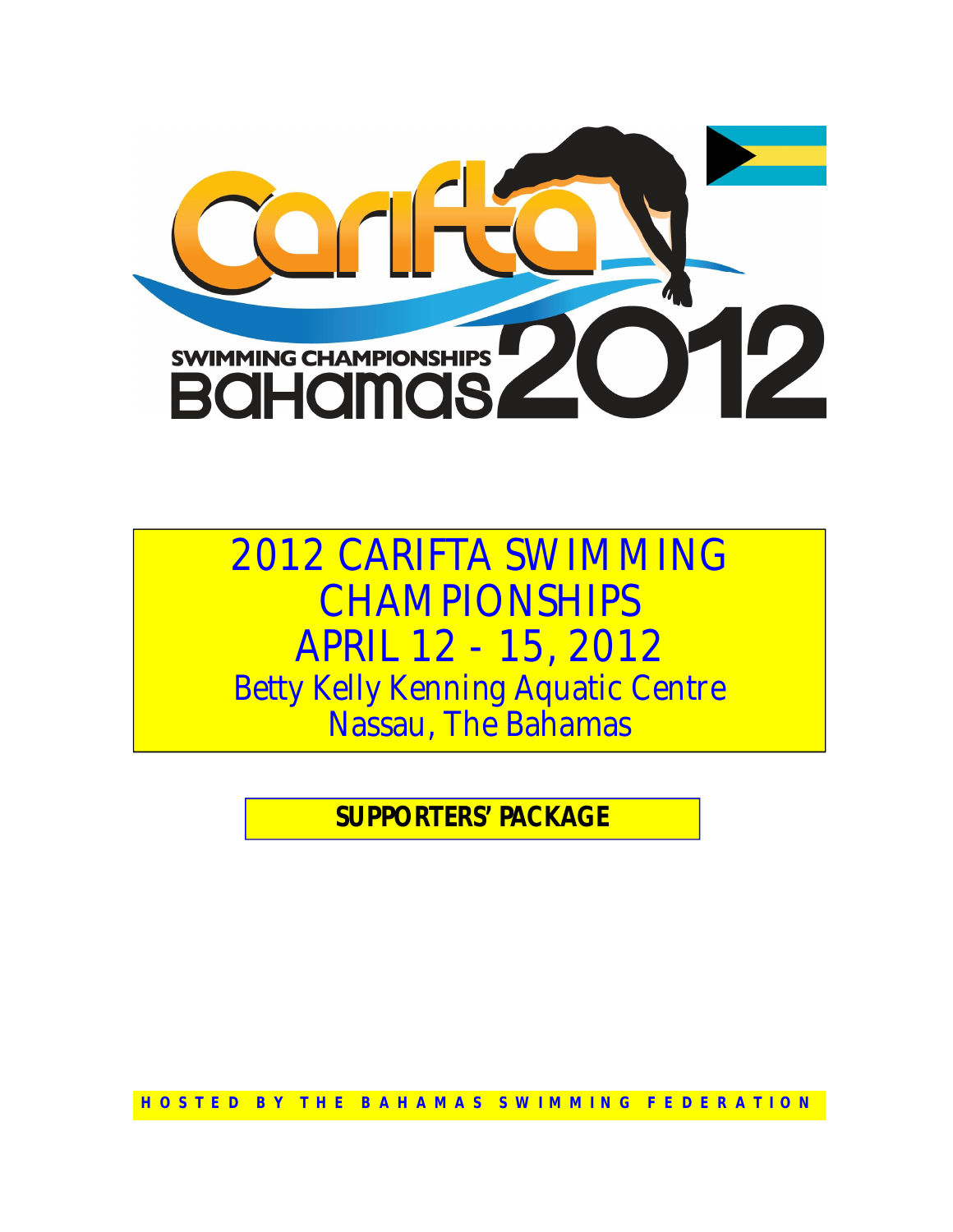Carifta

SWIMMING CHAMPIONSHIPS

Bahamas 2012

# 2012 CARIFTA SWIMMING CHAMPIONSHIPS

## APRIL 12 - 15, 2012

Betty Kelly Kenning Aquatic Centre
Nassau, The Bahamas

**SUPPORTERS' PACKAGE**

HOSTED BY THE BAHAMAS SWIMMING FEDERATION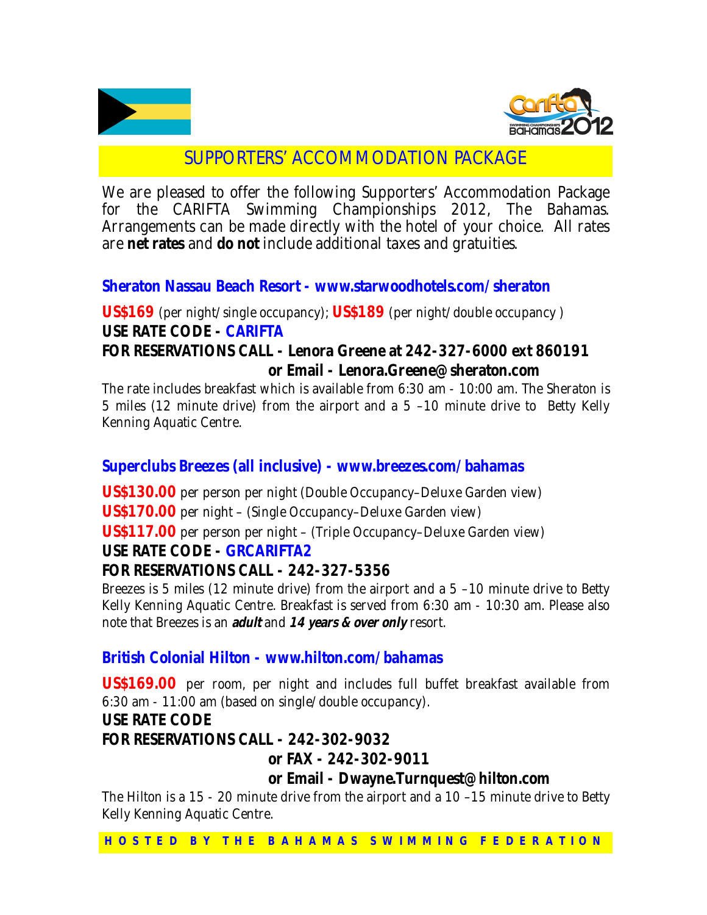# SUPPORTERS' ACCOMMODATION PACKAGE

We are pleased to offer the following Supporters' Accommodation Package for the CARIFTA Swimming Championships 2012, The Bahamas. Arrangements can be made directly with the hotel of your choice. All rates are **net rates** and **do not** include additional taxes and gratuities.

### Sheraton Nassau Beach Resort - www.starwoodhotels.com/sheraton

**US$169** (per night/single occupancy); **US$189** (per night/double occupancy )

**USE RATE CODE - CARIFTA**

**FOR RESERVATIONS CALL - Lenora Greene at 242-327-6000 ext 860191**
**or Email - Lenora.Greene@sheraton.com**

The rate includes breakfast which is available from 6:30 am - 10:00 am. The Sheraton is 5 miles (12 minute drive) from the airport and a 5 –10 minute drive to Betty Kelly Kenning Aquatic Centre.

### Superclubs Breezes (all inclusive) - www.breezes.com/bahamas

**US$130.00** per person per night (Double Occupancy–Deluxe Garden view)

**US$170.00** per night – (Single Occupancy–Deluxe Garden view)

**US$117.00** per person per night – (Triple Occupancy–Deluxe Garden view)

**USE RATE CODE - GRCARIFTA2**

**FOR RESERVATIONS CALL - 242-327-5356**

Breezes is 5 miles (12 minute drive) from the airport and a 5 –10 minute drive to Betty Kelly Kenning Aquatic Centre. Breakfast is served from 6:30 am - 10:30 am. Please also note that Breezes is an ***adult*** and ***14 years & over only*** resort.

### British Colonial Hilton - www.hilton.com/bahamas

**US$169.00** per room, per night and includes full buffet breakfast available from 6:30 am - 11:00 am (based on single/double occupancy).

**USE RATE CODE**

**FOR RESERVATIONS CALL - 242-302-9032**
**or FAX - 242-302-9011**
**or Email - Dwayne.Turnquest@hilton.com**

The Hilton is a 15 - 20 minute drive from the airport and a 10 –15 minute drive to Betty Kelly Kenning Aquatic Centre.

**HOSTED BY THE BAHAMAS SWIMMING FEDERATION**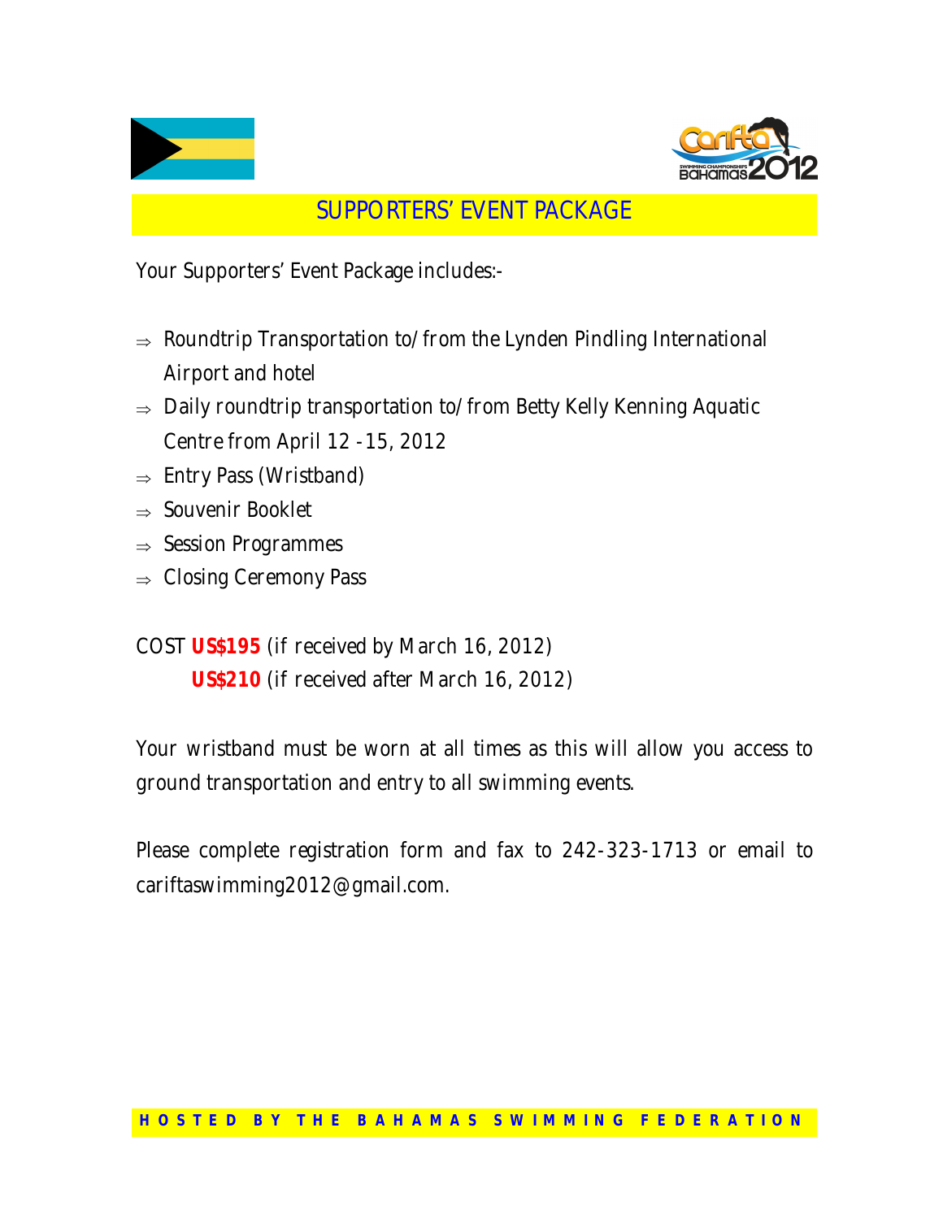# SUPPORTERS' EVENT PACKAGE

Your Supporters' Event Package includes:-

- ⇒ Roundtrip Transportation to/from the Lynden Pindling International Airport and hotel
- ⇒ Daily roundtrip transportation to/from Betty Kelly Kenning Aquatic Centre from April 12 -15, 2012
- ⇒ Entry Pass (Wristband)
- ⇒ Souvenir Booklet
- ⇒ Session Programmes
- ⇒ Closing Ceremony Pass

COST **US$195** (if received by March 16, 2012)
**US$210** (if received after March 16, 2012)

Your wristband must be worn at all times as this will allow you access to ground transportation and entry to all swimming events.

Please complete registration form and fax to 242-323-1713 or email to cariftaswimming2012@gmail.com.

**HOSTED BY THE BAHAMAS SWIMMING FEDERATION**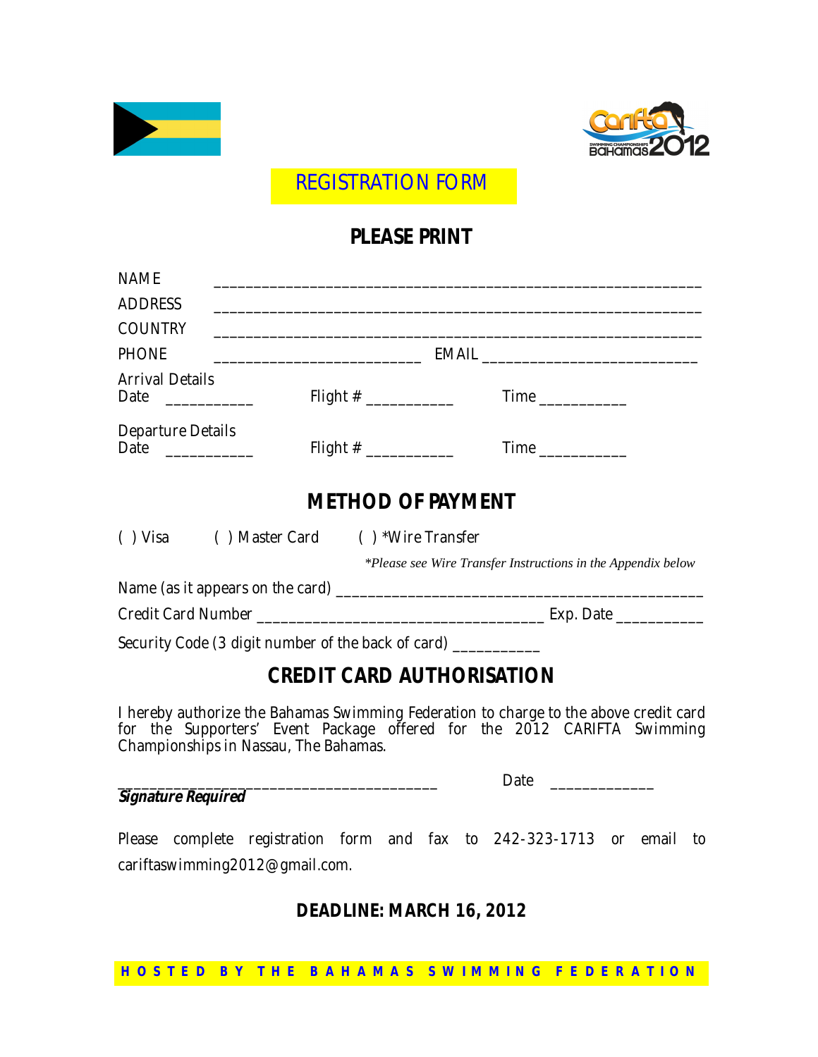# REGISTRATION FORM

## PLEASE PRINT

NAME ______________________________________________________________

ADDRESS ______________________________________________________________

COUNTRY ______________________________________________________________

PHONE __________________________ EMAIL __________________________

Arrival Details
Date ___________ Flight # ___________ Time ___________

Departure Details
Date ___________ Flight # ___________ Time ___________

## METHOD OF PAYMENT

( ) Visa ( ) Master Card ( ) *Wire Transfer

*\*Please see Wire Transfer Instructions in the Appendix below*

Name (as it appears on the card) ______________________________________________

Credit Card Number ____________________________________ Exp. Date ___________

Security Code (3 digit number of the back of card) ___________

## CREDIT CARD AUTHORISATION

I hereby authorize the Bahamas Swimming Federation to charge to the above credit card for the Supporters' Event Package offered for the 2012 CARIFTA Swimming Championships in Nassau, The Bahamas.

_________________________________________ Date _____________

***Signature Required***

Please complete registration form and fax to 242-323-1713 or email to cariftaswimming2012@gmail.com.

**DEADLINE: MARCH 16, 2012**

**HOSTED BY THE BAHAMAS SWIMMING FEDERATION**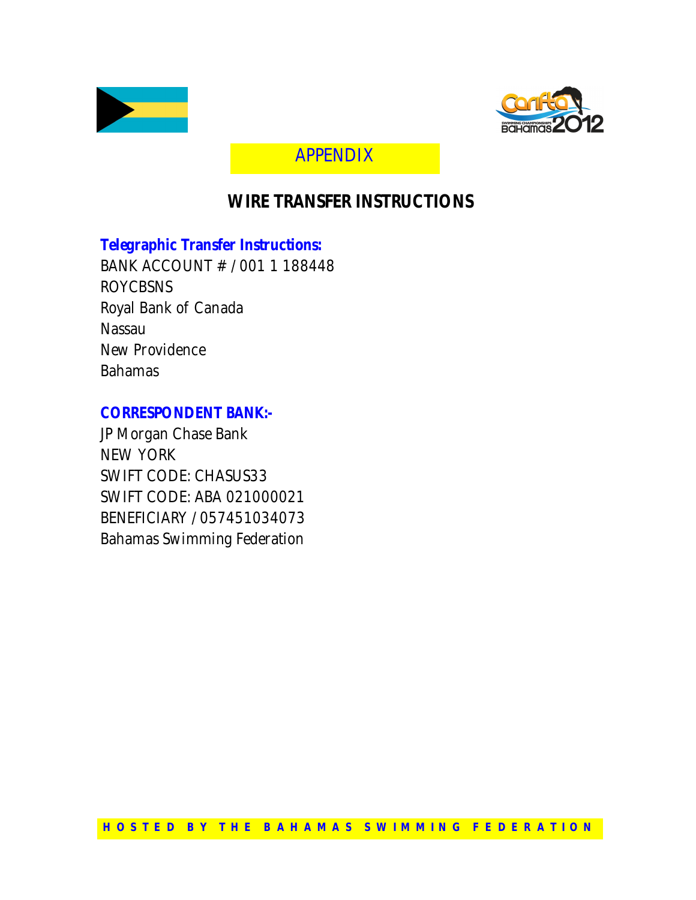APPENDIX

# WIRE TRANSFER INSTRUCTIONS

**Telegraphic Transfer Instructions:**

BANK ACCOUNT # / 001 1 188448
ROYCBSNS
Royal Bank of Canada
Nassau
New Providence
Bahamas

**CORRESPONDENT BANK:-**

JP Morgan Chase Bank
NEW YORK
SWIFT CODE: CHASUS33
SWIFT CODE: ABA 021000021
BENEFICIARY / 057451034073
Bahamas Swimming Federation

**HOSTED BY THE BAHAMAS SWIMMING FEDERATION**